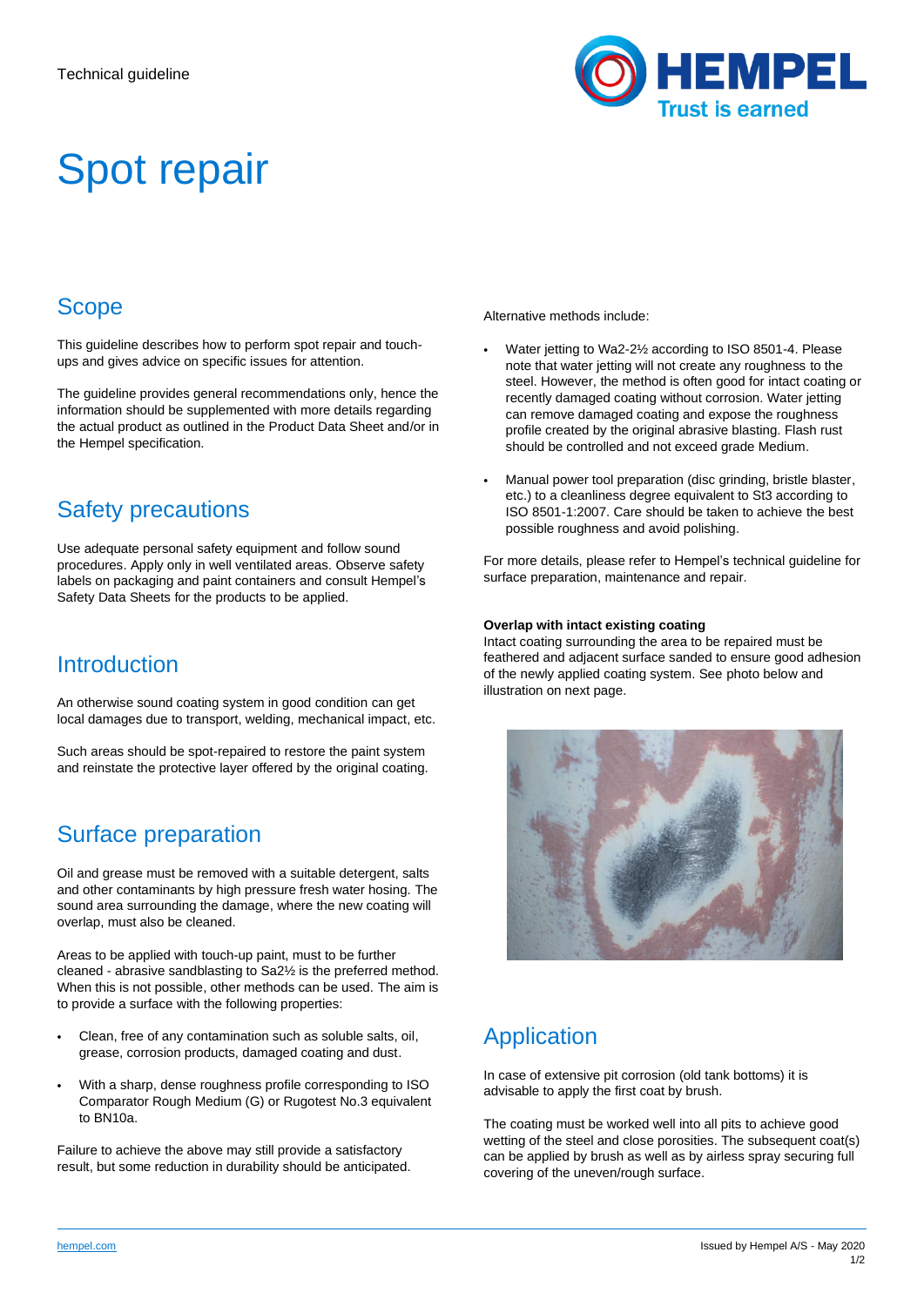Technical guideline

# Spot repair

## Scope

This guideline describes how to perform spot repair and touch-ups and gives advice on specific issues for attention.

The guideline provides general recommendations only, hence the information should be supplemented with more details regarding the actual product as outlined in the Product Data Sheet and/or in the Hempel specification.

## Safety precautions

Use adequate personal safety equipment and follow sound procedures. Apply only in well ventilated areas. Observe safety labels on packaging and paint containers and consult Hempel's Safety Data Sheets for the products to be applied.

## Introduction

An otherwise sound coating system in good condition can get local damages due to transport, welding, mechanical impact, etc.

Such areas should be spot-repaired to restore the paint system and reinstate the protective layer offered by the original coating.

## Surface preparation

Oil and grease must be removed with a suitable detergent, salts and other contaminants by high pressure fresh water hosing. The sound area surrounding the damage, where the new coating will overlap, must also be cleaned.

Areas to be applied with touch-up paint, must to be further cleaned - abrasive sandblasting to Sa2½ is the preferred method. When this is not possible, other methods can be used. The aim is to provide a surface with the following properties:

- Clean, free of any contamination such as soluble salts, oil, grease, corrosion products, damaged coating and dust.
- With a sharp, dense roughness profile corresponding to ISO Comparator Rough Medium (G) or Rugotest No.3 equivalent to BN10a.

Failure to achieve the above may still provide a satisfactory result, but some reduction in durability should be anticipated.

Alternative methods include:

- Water jetting to Wa2-2½ according to ISO 8501-4. Please note that water jetting will not create any roughness to the steel. However, the method is often good for intact coating or recently damaged coating without corrosion. Water jetting can remove damaged coating and expose the roughness profile created by the original abrasive blasting. Flash rust should be controlled and not exceed grade Medium.
- Manual power tool preparation (disc grinding, bristle blaster, etc.) to a cleanliness degree equivalent to St3 according to ISO 8501-1:2007. Care should be taken to achieve the best possible roughness and avoid polishing.

For more details, please refer to Hempel's technical guideline for surface preparation, maintenance and repair.

**Overlap with intact existing coating**

Intact coating surrounding the area to be repaired must be feathered and adjacent surface sanded to ensure good adhesion of the newly applied coating system. See photo below and illustration on next page.

## Application

In case of extensive pit corrosion (old tank bottoms) it is advisable to apply the first coat by brush.

The coating must be worked well into all pits to achieve good wetting of the steel and close porosities. The subsequent coat(s) can be applied by brush as well as by airless spray securing full covering of the uneven/rough surface.

hempel.com

Issued by Hempel A/S - May 2020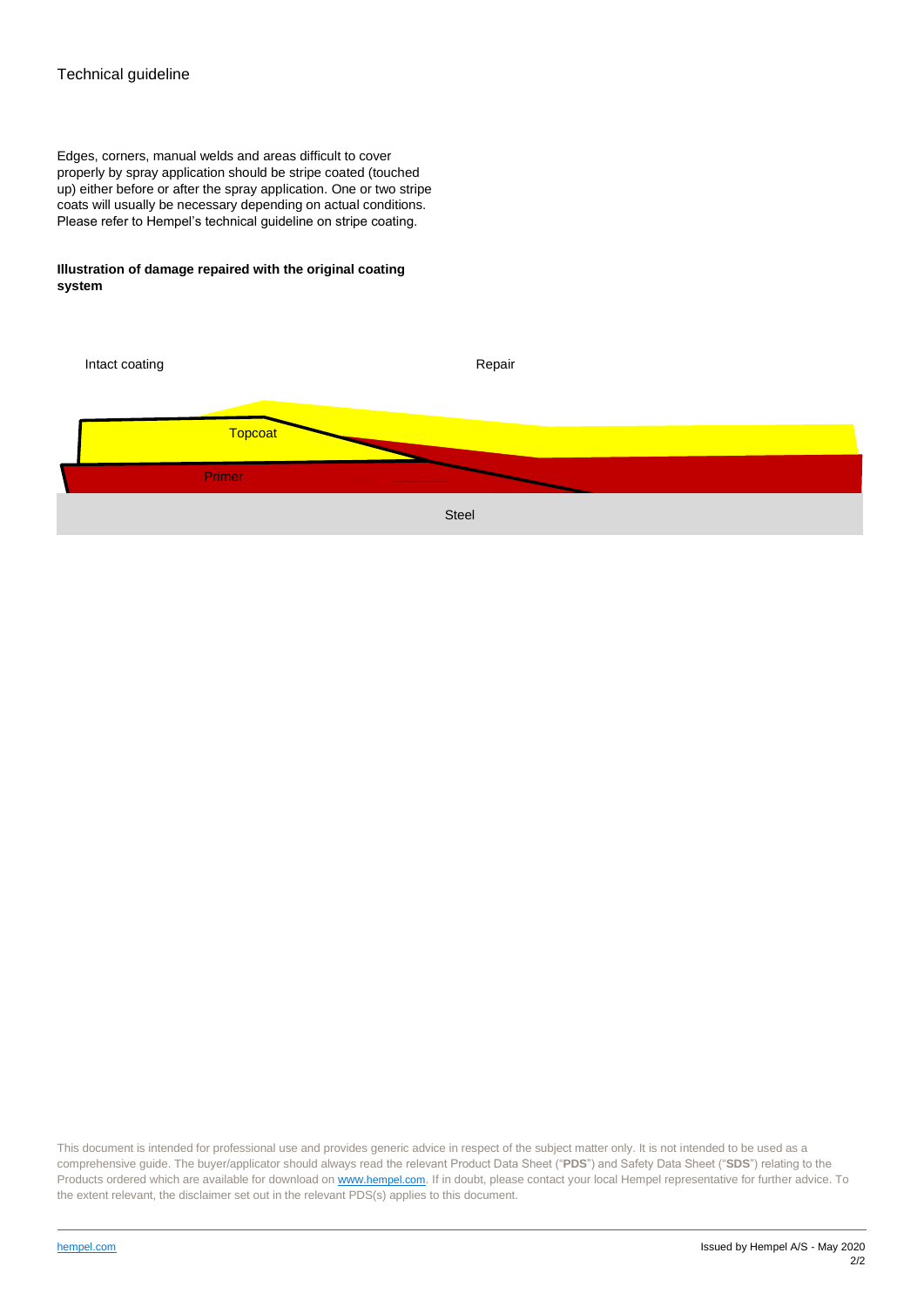Edges, corners, manual welds and areas difficult to cover properly by spray application should be stripe coated (touched up) either before or after the spray application. One or two stripe coats will usually be necessary depending on actual conditions. Please refer to Hempel's technical guideline on stripe coating.

**Illustration of damage repaired with the original coating system**

Intact coating

Repair

Topcoat

Primer

Steel

This document is intended for professional use and provides generic advice in respect of the subject matter only. It is not intended to be used as a comprehensive guide. The buyer/applicator should always read the relevant Product Data Sheet ("**PDS**") and Safety Data Sheet ("**SDS**") relating to the Products ordered which are available for download on www.hempel.com. If in doubt, please contact your local Hempel representative for further advice. To the extent relevant, the disclaimer set out in the relevant PDS(s) applies to this document.